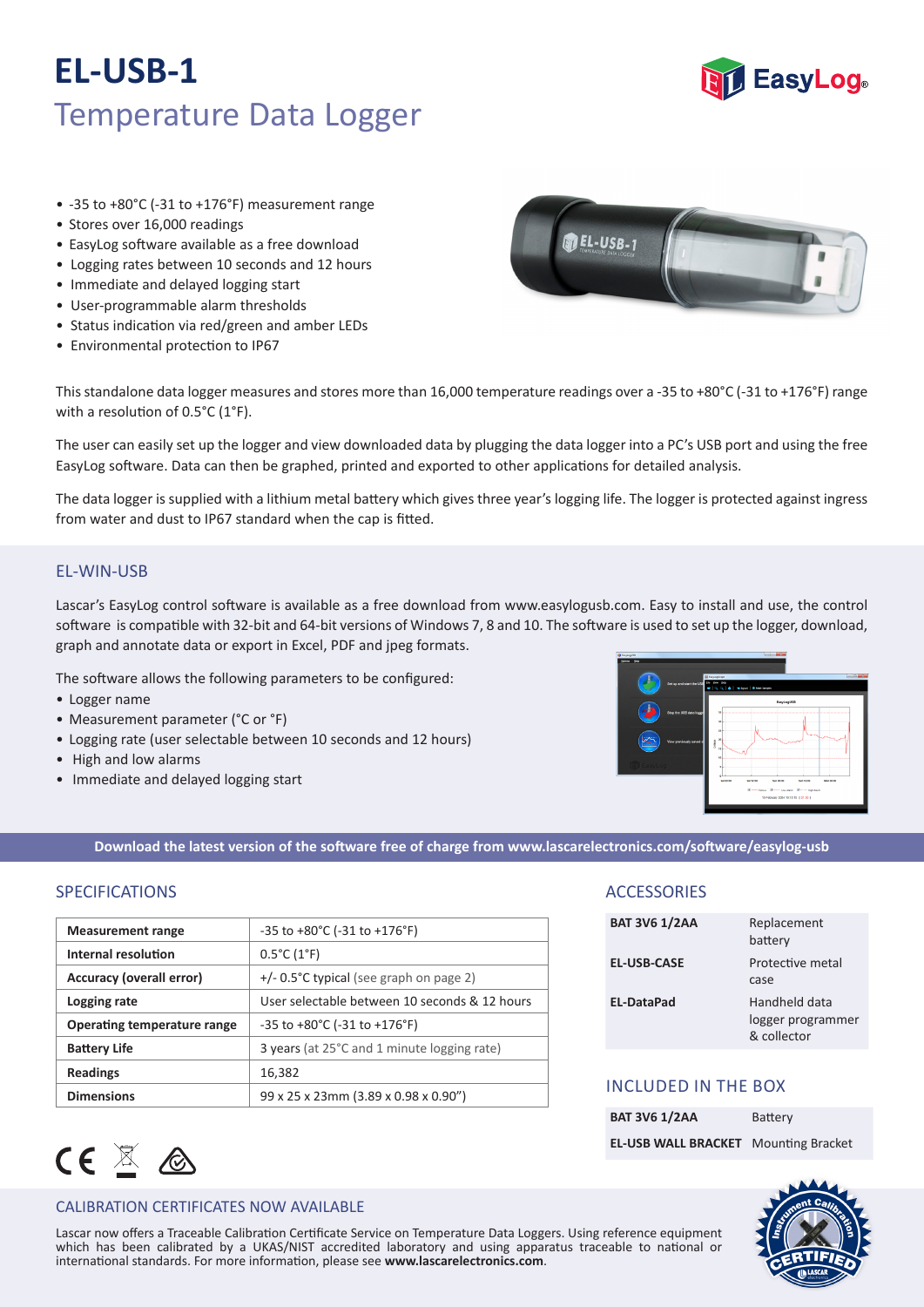# EL-USB-1

## Temperature Data Logger

- -35 to +80°C (-31 to +176°F) measurement range
- Stores over 16,000 readings
- EasyLog software available as a free download
- Logging rates between 10 seconds and 12 hours
- Immediate and delayed logging start
- User-programmable alarm thresholds
- Status indication via red/green and amber LEDs
- Environmental protection to IP67

This standalone data logger measures and stores more than 16,000 temperature readings over a -35 to +80°C (-31 to +176°F) range with a resolution of 0.5°C (1°F).

The user can easily set up the logger and view downloaded data by plugging the data logger into a PC's USB port and using the free EasyLog software. Data can then be graphed, printed and exported to other applications for detailed analysis.

The data logger is supplied with a lithium metal battery which gives three year's logging life. The logger is protected against ingress from water and dust to IP67 standard when the cap is fitted.

## EL-WIN-USB

Lascar's EasyLog control software is available as a free download from www.easylogusb.com. Easy to install and use, the control software is compatible with 32-bit and 64-bit versions of Windows 7, 8 and 10. The software is used to set up the logger, download, graph and annotate data or export in Excel, PDF and jpeg formats.

The software allows the following parameters to be configured:

- Logger name
- Measurement parameter (°C or °F)
- Logging rate (user selectable between 10 seconds and 12 hours)
- High and low alarms
- Immediate and delayed logging start

**Download the latest version of the software free of charge from www.lascarelectronics.com/software/easylog-usb**

## SPECIFICATIONS

| | |
|---|---|
| **Measurement range** | -35 to +80°C (-31 to +176°F) |
| **Internal resolution** | 0.5°C (1°F) |
| **Accuracy (overall error)** | +/- 0.5°C typical (see graph on page 2) |
| **Logging rate** | User selectable between 10 seconds & 12 hours |
| **Operating temperature range** | -35 to +80°C (-31 to +176°F) |
| **Battery Life** | 3 years (at 25°C and 1 minute logging rate) |
| **Readings** | 16,382 |
| **Dimensions** | 99 x 25 x 23mm (3.89 x 0.98 x 0.90") |

## ACCESSORIES

| | |
|---|---|
| **BAT 3V6 1/2AA** | Replacement battery |
| **EL-USB-CASE** | Protective metal case |
| **EL-DataPad** | Handheld data logger programmer & collector |

## INCLUDED IN THE BOX

| | |
|---|---|
| **BAT 3V6 1/2AA** | Battery |
| **EL-USB WALL BRACKET** | Mounting Bracket |

## CALIBRATION CERTIFICATES NOW AVAILABLE

Lascar now offers a Traceable Calibration Certificate Service on Temperature Data Loggers. Using reference equipment which has been calibrated by a UKAS/NIST accredited laboratory and using apparatus traceable to national or international standards. For more information, please see **www.lascarelectronics.com**.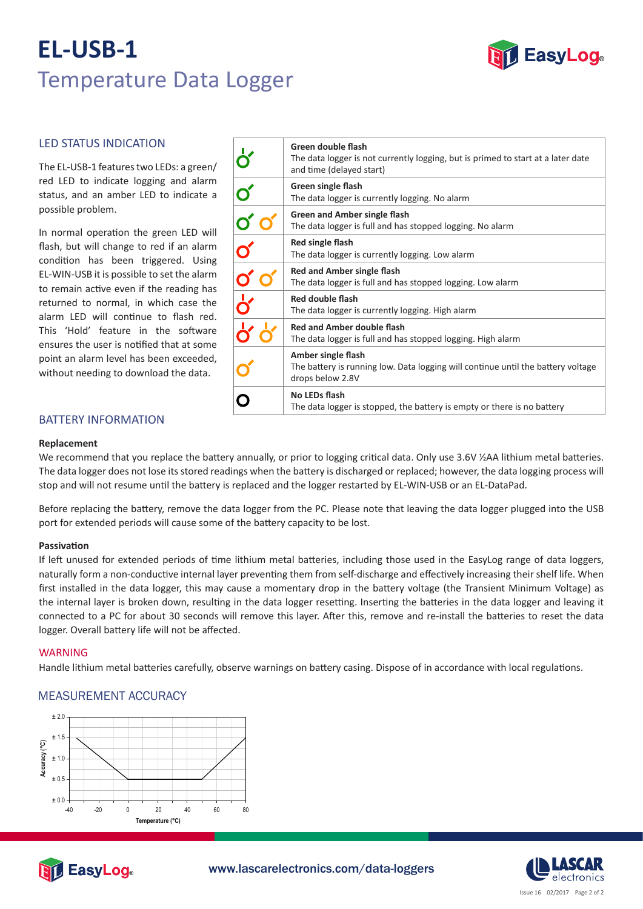# EL-USB-1

## Temperature Data Logger

### LED STATUS INDICATION

The EL-USB-1 features two LEDs: a green/red LED to indicate logging and alarm status, and an amber LED to indicate a possible problem.

In normal operation the green LED will flash, but will change to red if an alarm condition has been triggered. Using EL-WIN-USB it is possible to set the alarm to remain active even if the reading has returned to normal, in which case the alarm LED will continue to flash red. This 'Hold' feature in the software ensures the user is notified that at some point an alarm level has been exceeded, without needing to download the data.

| | |
|---|---|
| | **Green double flash**<br>The data logger is not currently logging, but is primed to start at a later date and time (delayed start) |
| | **Green single flash**<br>The data logger is currently logging. No alarm |
| | **Green and Amber single flash**<br>The data logger is full and has stopped logging. No alarm |
| | **Red single flash**<br>The data logger is currently logging. Low alarm |
| | **Red and Amber single flash**<br>The data logger is full and has stopped logging. Low alarm |
| | **Red double flash**<br>The data logger is currently logging. High alarm |
| | **Red and Amber double flash**<br>The data logger is full and has stopped logging. High alarm |
| | **Amber single flash**<br>The battery is running low. Data logging will continue until the battery voltage drops below 2.8V |
| | **No LEDs flash**<br>The data logger is stopped, the battery is empty or there is no battery |

### BATTERY INFORMATION

**Replacement**

We recommend that you replace the battery annually, or prior to logging critical data. Only use 3.6V ½AA lithium metal batteries. The data logger does not lose its stored readings when the battery is discharged or replaced; however, the data logging process will stop and will not resume until the battery is replaced and the logger restarted by EL-WIN-USB or an EL-DataPad.

Before replacing the battery, remove the data logger from the PC. Please note that leaving the data logger plugged into the USB port for extended periods will cause some of the battery capacity to be lost.

**Passivation**

If left unused for extended periods of time lithium metal batteries, including those used in the EasyLog range of data loggers, naturally form a non-conductive internal layer preventing them from self-discharge and effectively increasing their shelf life. When first installed in the data logger, this may cause a momentary drop in the battery voltage (the Transient Minimum Voltage) as the internal layer is broken down, resulting in the data logger resetting. Inserting the batteries in the data logger and leaving it connected to a PC for about 30 seconds will remove this layer. After this, remove and re-install the batteries to reset the data logger. Overall battery life will not be affected.

### WARNING

Handle lithium metal batteries carefully, observe warnings on battery casing. Dispose of in accordance with local regulations.

### MEASUREMENT ACCURACY

Accuracy (°C)
± 2.0
± 1.5
± 1.0
± 0.5
± 0.0
-40
-20
0
20
40
60
80
Temperature (°C)

www.lascarelectronics.com/data-loggers

Issue 16 02/2017